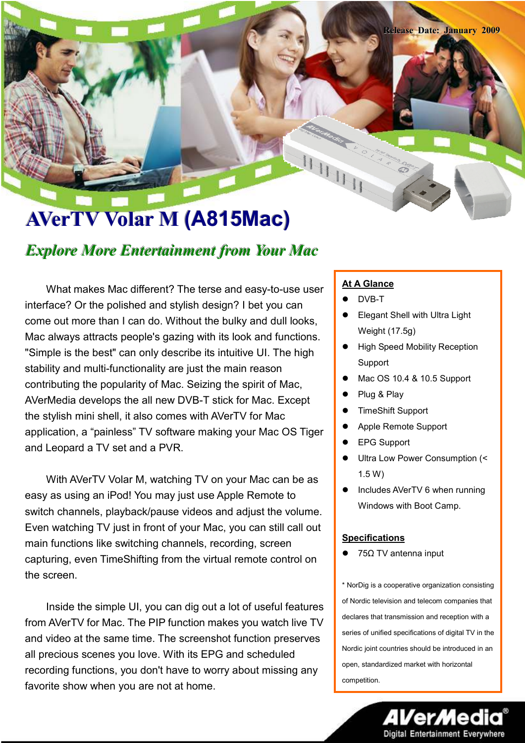Release Date: January 2009

# AVerTV Volar M (A815Mac)

## *Explore More Entertainment from Your Mac*

What makes Mac different? The terse and easy-to-use user interface? Or the polished and stylish design? I bet you can come out more than I can do. Without the bulky and dull looks, Mac always attracts people's gazing with its look and functions. "Simple is the best" can only describe its intuitive UI. The high stability and multi-functionality are just the main reason contributing the popularity of Mac. Seizing the spirit of Mac, AVerMedia develops the all new DVB-T stick for Mac. Except the stylish mini shell, it also comes with AVerTV for Mac application, a “painless” TV software making your Mac OS Tiger and Leopard a TV set and a PVR.

With AVerTV Volar M, watching TV on your Mac can be as easy as using an iPod! You may just use Apple Remote to switch channels, playback/pause videos and adjust the volume. Even watching TV just in front of your Mac, you can still call out main functions like switching channels, recording, screen capturing, even TimeShifting from the virtual remote control on the screen.

Inside the simple UI, you can dig out a lot of useful features from AVerTV for Mac. The PIP function makes you watch live TV and video at the same time. The screenshot function preserves all precious scenes you love. With its EPG and scheduled recording functions, you don't have to worry about missing any favorite show when you are not at home.

### At A Glance

- DVB-T
- Elegant Shell with Ultra Light Weight (17.5g)
- High Speed Mobility Reception Support
- Mac OS 10.4 & 10.5 Support
- Plug & Play
- TimeShift Support
- Apple Remote Support
- EPG Support
- Ultra Low Power Consumption (< 1.5 W)
- Includes AVerTV 6 when running Windows with Boot Camp.

### Specifications

- 75Ω TV antenna input

\* NorDig is a cooperative organization consisting of Nordic television and telecom companies that declares that transmission and reception with a series of unified specifications of digital TV in the Nordic joint countries should be introduced in an open, standardized market with horizontal competition.

AVerMedia® Digital Entertainment Everywhere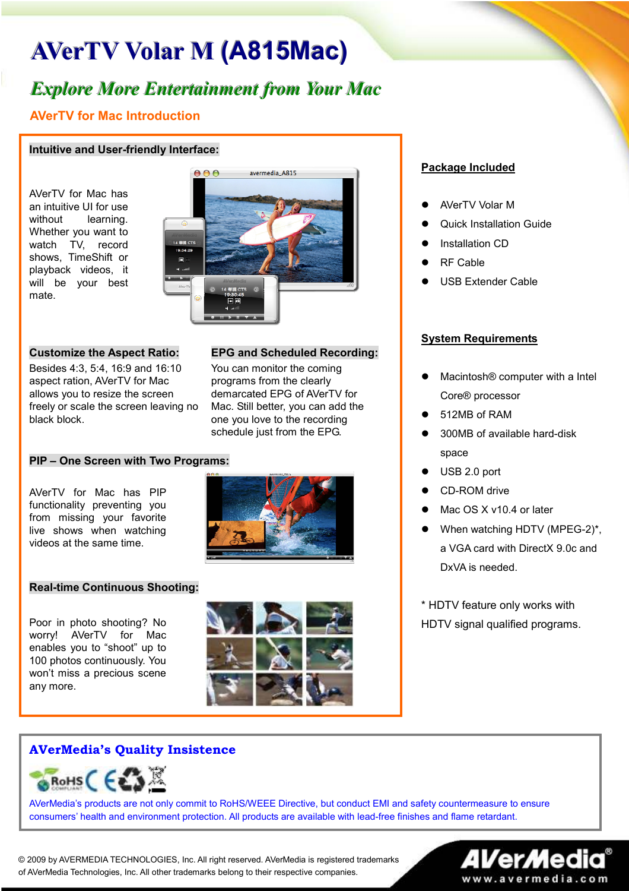# AVerTV Volar M (A815Mac)

## *Explore More Entertainment from Your Mac*

### AVerTV for Mac Introduction

**Intuitive and User-friendly Interface:**

AVerTV for Mac has an intuitive UI for use without learning. Whether you want to watch TV, record shows, TimeShift or playback videos, it will be your best mate.

**Customize the Aspect Ratio:**

Besides 4:3, 5:4, 16:9 and 16:10 aspect ration, AVerTV for Mac allows you to resize the screen freely or scale the screen leaving no black block.

**EPG and Scheduled Recording:**

You can monitor the coming programs from the clearly demarcated EPG of AVerTV for Mac. Still better, you can add the one you love to the recording schedule just from the EPG.

**PIP – One Screen with Two Programs:**

AVerTV for Mac has PIP functionality preventing you from missing your favorite live shows when watching videos at the same time.

**Real-time Continuous Shooting:**

Poor in photo shooting? No worry! AVerTV for Mac enables you to "shoot" up to 100 photos continuously. You won't miss a precious scene any more.

### Package Included

- AVerTV Volar M
- Quick Installation Guide
- Installation CD
- RF Cable
- USB Extender Cable

### System Requirements

- Macintosh® computer with a Intel Core® processor
- 512MB of RAM
- 300MB of available hard-disk space
- USB 2.0 port
- CD-ROM drive
- Mac OS X v10.4 or later
- When watching HDTV (MPEG-2)*, a VGA card with DirectX 9.0c and DxVA is needed.

* HDTV feature only works with HDTV signal qualified programs.

### AVerMedia's Quality Insistence

AVerMedia's products are not only commit to RoHS/WEEE Directive, but conduct EMI and safety countermeasure to ensure consumers' health and environment protection. All products are available with lead-free finishes and flame retardant.

© 2009 by AVERMEDIA TECHNOLOGIES, Inc. All right reserved. AVerMedia is registered trademarks of AVerMedia Technologies, Inc. All other trademarks belong to their respective companies.

AVerMedia®
www.avermedia.com